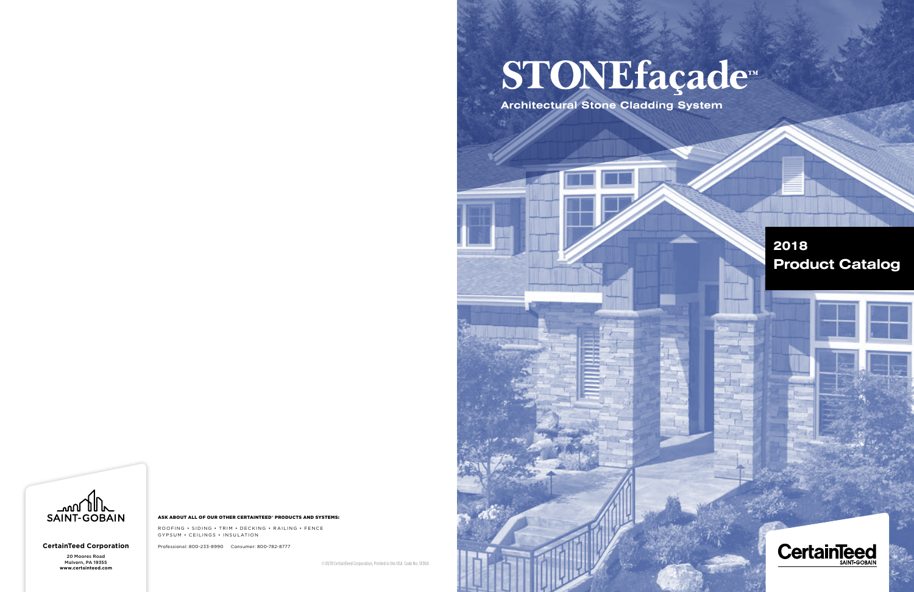# STONEfaçade™

## Architectural Stone Cladding System

**2018**
**Product Catalog**

CertainTeed
SAINT-GOBAIN

SAINT-GOBAIN

**CertainTeed Corporation**

20 Moores Road
Malvern, PA 19355
www.certainteed.com

**ASK ABOUT ALL OF OUR OTHER CERTAINTEED® PRODUCTS AND SYSTEMS:**

ROOFING • SIDING • TRIM • DECKING • RAILING • FENCE
GYPSUM • CEILINGS • INSULATION

Professional: 800-233-8990 Consumer: 800-782-8777

© 01/18 CertainTeed Corporation, Printed in the USA Code No. SF004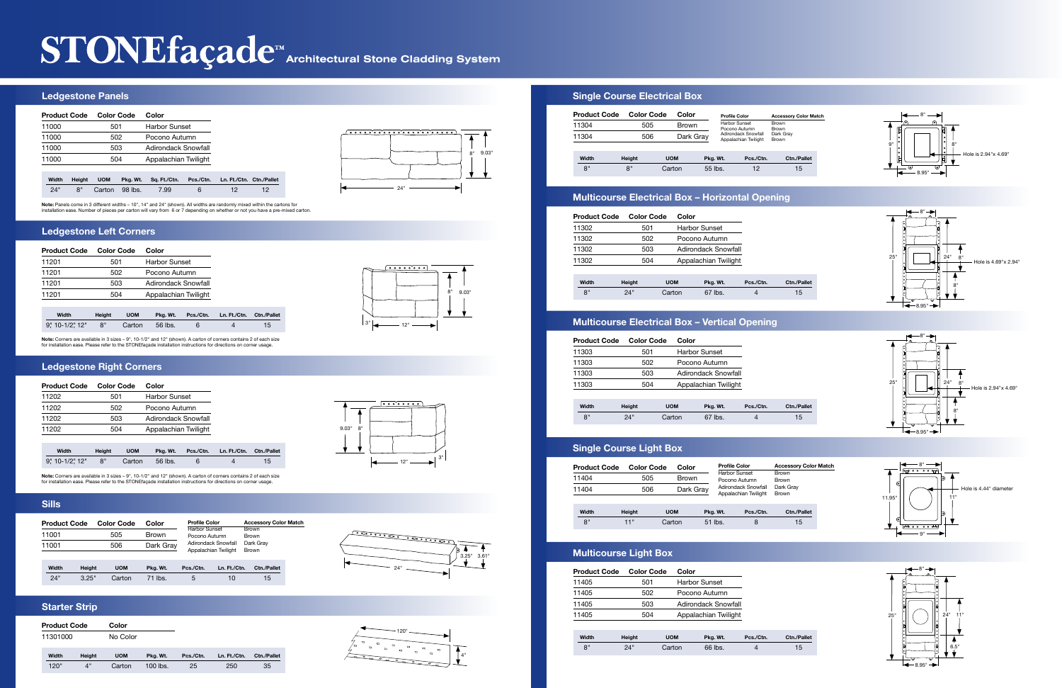# STONEfaçade™ Architectural Stone Cladding System

## Ledgestone Panels

| Product Code | Color Code | Color |
|---|---|---|
| 11000 | 501 | Harbor Sunset |
| 11000 | 502 | Pocono Autumn |
| 11000 | 503 | Adirondack Snowfall |
| 11000 | 504 | Appalachian Twilight |

| Width | Height | UOM | Pkg. Wt. | Sq. Ft./Ctn. | Pcs./Ctn. | Ln. Ft./Ctn. | Ctn./Pallet |
|---|---|---|---|---|---|---|---|
| 24" | 8" | Carton | 98 lbs. | 7.99 | 6 | 12 | 12 |

**Note:** Panels come in 3 different widths – 10", 14" and 24" (shown). All widths are randomly mixed within the cartons for installation ease. Number of pieces per carton will vary from 6 or 7 depending on whether or not you have a pre-mixed carton.

8" 9.03"
24"

## Ledgestone Left Corners

| Product Code | Color Code | Color |
|---|---|---|
| 11201 | 501 | Harbor Sunset |
| 11201 | 502 | Pocono Autumn |
| 11201 | 503 | Adirondack Snowfall |
| 11201 | 504 | Appalachian Twilight |

| Width | Height | UOM | Pkg. Wt. | Pcs./Ctn. | Ln. Ft./Ctn. | Ctn./Pallet |
|---|---|---|---|---|---|---|
| 9", 10-1/2", 12" | 8" | Carton | 56 lbs. | 6 | 4 | 15 |

**Note:** Corners are available in 3 sizes – 9", 10-1/2" and 12" (shown). A carton of corners contains 2 of each size for installation ease. Please refer to the STONEfaçade installation instructions for directions on corner usage.

8" 9.03"
3" 12"

## Ledgestone Right Corners

| Product Code | Color Code | Color |
|---|---|---|
| 11202 | 501 | Harbor Sunset |
| 11202 | 502 | Pocono Autumn |
| 11202 | 503 | Adirondack Snowfall |
| 11202 | 504 | Appalachian Twilight |

| Width | Height | UOM | Pkg. Wt. | Pcs./Ctn. | Ln. Ft./Ctn. | Ctn./Pallet |
|---|---|---|---|---|---|---|
| 9", 10-1/2", 12" | 8" | Carton | 56 lbs. | 6 | 4 | 15 |

**Note:** Corners are available in 3 sizes – 9", 10-1/2" and 12" (shown). A carton of corners contains 2 of each size for installation ease. Please refer to the STONEfaçade installation instructions for directions on corner usage.

9.03" 8"
12" 3"

## Sills

| Product Code | Color Code | Color |
|---|---|---|
| 11001 | 505 | Brown |
| 11001 | 506 | Dark Gray |

| Profile Color | Accessory Color Match |
|---|---|
| Harbor Sunset | Brown |
| Pocono Autumn | Brown |
| Adirondack Snowfall | Dark Gray |
| Appalachian Twilight | Brown |

| Width | Height | UOM | Pkg. Wt. | Pcs./Ctn. | Ln. Ft./Ctn. | Ctn./Pallet |
|---|---|---|---|---|---|---|
| 24" | 3.25" | Carton | 71 lbs. | 5 | 10 | 15 |

3.25" 3.61"
24"

## Starter Strip

| Product Code | Color |
|---|---|
| 11301000 | No Color |

| Width | Height | UOM | Pkg. Wt. | Pcs./Ctn. | Ln. Ft./Ctn. | Ctn./Pallet |
|---|---|---|---|---|---|---|
| 120" | 4" | Carton | 100 lbs. | 25 | 250 | 35 |

120"
4"

## Single Course Electrical Box

| Product Code | Color Code | Color |
|---|---|---|
| 11304 | 505 | Brown |
| 11304 | 506 | Dark Gray |

| Profile Color | Accessory Color Match |
|---|---|
| Harbor Sunset | Brown |
| Pocono Autumn | Brown |
| Adirondack Snowfall | Dark Gray |
| Appalachian Twilight | Brown |

| Width | Height | UOM | Pkg. Wt. | Pcs./Ctn. | Ctn./Pallet |
|---|---|---|---|---|---|
| 8" | 8" | Carton | 55 lbs. | 12 | 15 |

8"
9" 8"
Hole is 2.94"x 4.69"
8.95"

## Multicourse Electrical Box – Horizontal Opening

| Product Code | Color Code | Color |
|---|---|---|
| 11302 | 501 | Harbor Sunset |
| 11302 | 502 | Pocono Autumn |
| 11302 | 503 | Adirondack Snowfall |
| 11302 | 504 | Appalachian Twilight |

| Width | Height | UOM | Pkg. Wt. | Pcs./Ctn. | Ctn./Pallet |
|---|---|---|---|---|---|
| 8" | 24" | Carton | 67 lbs. | 4 | 15 |

8"
25" 24" 8"
Hole is 4.69"x 2.94"
8"
8.95"

## Multicourse Electrical Box – Vertical Opening

| Product Code | Color Code | Color |
|---|---|---|
| 11303 | 501 | Harbor Sunset |
| 11303 | 502 | Pocono Autumn |
| 11303 | 503 | Adirondack Snowfall |
| 11303 | 504 | Appalachian Twilight |

| Width | Height | UOM | Pkg. Wt. | Pcs./Ctn. | Ctn./Pallet |
|---|---|---|---|---|---|
| 8" | 24" | Carton | 67 lbs. | 4 | 15 |

8"
25" 24" 8"
Hole is 2.94"x 4.69"
8"
8.95"

## Single Course Light Box

| Product Code | Color Code | Color |
|---|---|---|
| 11404 | 505 | Brown |
| 11404 | 506 | Dark Gray |

| Profile Color | Accessory Color Match |
|---|---|
| Harbor Sunset | Brown |
| Pocono Autumn | Brown |
| Adirondack Snowfall | Dark Gray |
| Appalachian Twilight | Brown |

| Width | Height | UOM | Pkg. Wt. | Pcs./Ctn. | Ctn./Pallet |
|---|---|---|---|---|---|
| 8" | 11" | Carton | 51 lbs. | 8 | 15 |

8"
Hole is 4.44" diameter
11.95" 11"
9"

## Multicourse Light Box

| Product Code | Color Code | Color |
|---|---|---|
| 11405 | 501 | Harbor Sunset |
| 11405 | 502 | Pocono Autumn |
| 11405 | 503 | Adirondack Snowfall |
| 11405 | 504 | Appalachian Twilight |

| Width | Height | UOM | Pkg. Wt. | Pcs./Ctn. | Ctn./Pallet |
|---|---|---|---|---|---|
| 8" | 24" | Carton | 66 lbs. | 4 | 15 |

8"
25" 24" 11"
6.5"
8.95"